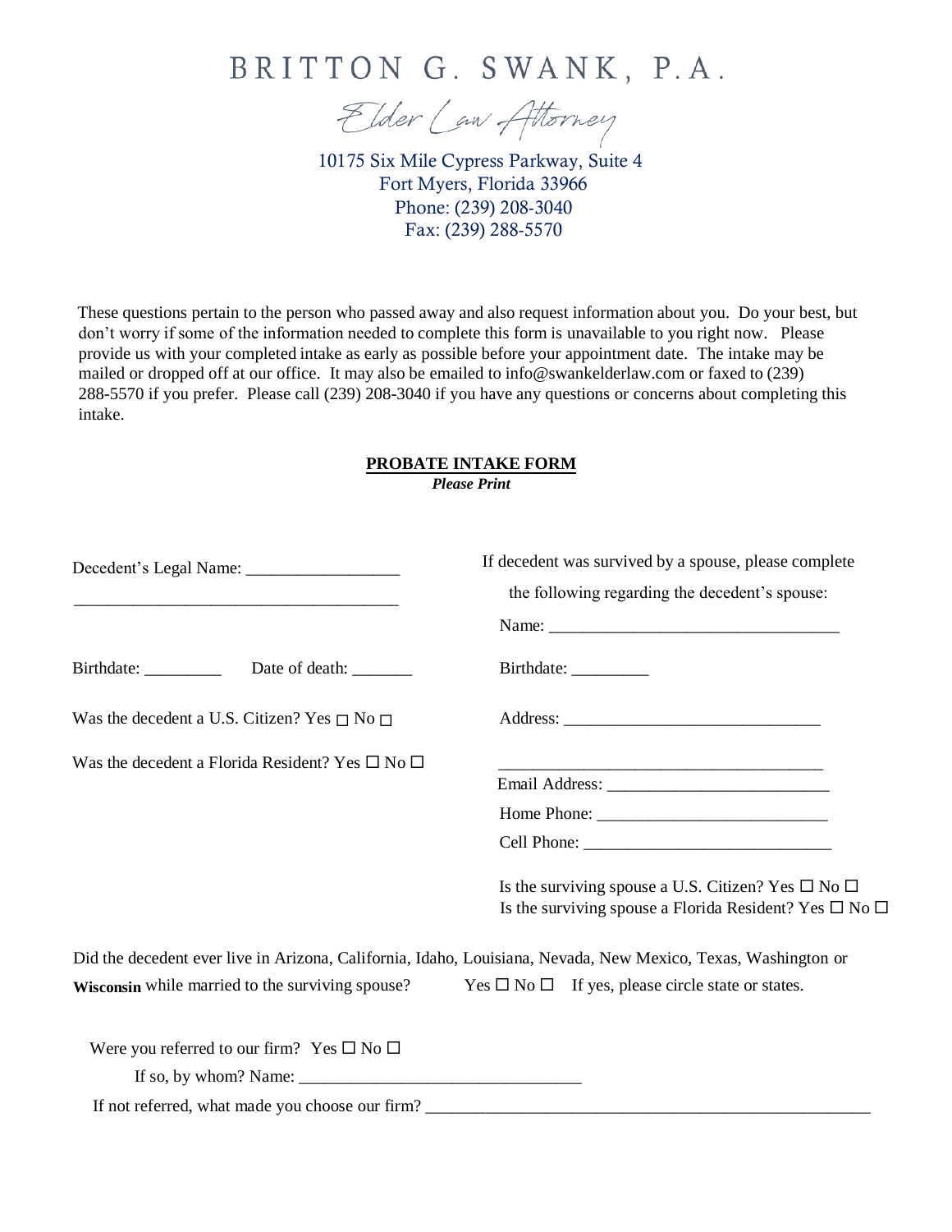# BRITTON G. SWANK, P.A.

Elder Law Attorney

10175 Six Mile Cypress Parkway, Suite 4
Fort Myers, Florida 33966
Phone: (239) 208-3040
Fax: (239) 288-5570

These questions pertain to the person who passed away and also request information about you. Do your best, but don't worry if some of the information needed to complete this form is unavailable to you right now. Please provide us with your completed intake as early as possible before your appointment date. The intake may be mailed or dropped off at our office. It may also be emailed to info@swankelderlaw.com or faxed to (239) 288-5570 if you prefer. Please call (239) 208-3040 if you have any questions or concerns about completing this intake.

## PROBATE INTAKE FORM

***Please Print***

Decedent's Legal Name: __________________

______________________________________

Birthdate: _________ Date of death: _______

Was the decedent a U.S. Citizen? Yes ☐ No ☐

Was the decedent a Florida Resident? Yes ☐ No ☐

If decedent was survived by a spouse, please complete the following regarding the decedent's spouse:

Name: __________________________________

Birthdate: _________

Address: ______________________________

______________________________________

Email Address: __________________________

Home Phone: ___________________________

Cell Phone: _____________________________

Is the surviving spouse a U.S. Citizen? Yes ☐ No ☐

Is the surviving spouse a Florida Resident? Yes ☐ No ☐

Did the decedent ever live in Arizona, California, Idaho, Louisiana, Nevada, New Mexico, Texas, Washington or **Wisconsin** while married to the surviving spouse? Yes ☐ No ☐ If yes, please circle state or states.

Were you referred to our firm? Yes ☐ No ☐

If so, by whom? Name: _________________________________

If not referred, what made you choose our firm? _____________________________________________________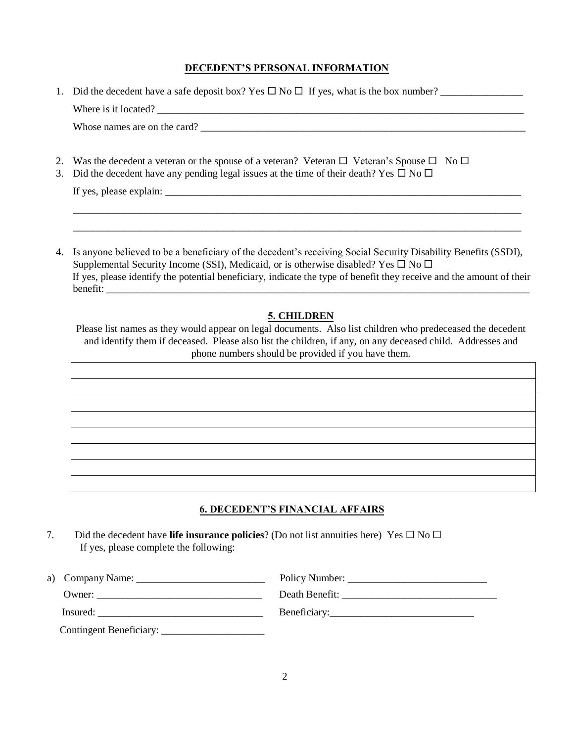## DECEDENT'S PERSONAL INFORMATION

1. Did the decedent have a safe deposit box? Yes ☐ No ☐ If yes, what is the box number? ________________

   Where is it located? ____________________________________________________________________________

   Whose names are on the card? ____________________________________________________________________

2. Was the decedent a veteran or the spouse of a veteran? Veteran ☐ Veteran's Spouse ☐ No ☐
3. Did the decedent have any pending legal issues at the time of their death? Yes ☐ No ☐

   If yes, please explain: _________________________________________________________________________

   ______________________________________________________________________________________________

   ______________________________________________________________________________________________

4. Is anyone believed to be a beneficiary of the decedent's receiving Social Security Disability Benefits (SSDI), Supplemental Security Income (SSI), Medicaid, or is otherwise disabled? Yes ☐ No ☐
   If yes, please identify the potential beneficiary, indicate the type of benefit they receive and the amount of their benefit: ______________________________________________________________________________________

## 5. CHILDREN

Please list names as they would appear on legal documents. Also list children who predeceased the decedent and identify them if deceased. Please also list the children, if any, on any deceased child. Addresses and phone numbers should be provided if you have them.

| |
|---|
| |
| |
| |
| |
| |
| |
| |
| |

## 6. DECEDENT'S FINANCIAL AFFAIRS

7. Did the decedent have **life insurance policies**? (Do not list annuities here) Yes ☐ No ☐
   If yes, please complete the following:

a) Company Name: _________________________ Policy Number: ___________________________

   Owner: ________________________________ Death Benefit: ______________________________

   Insured: ________________________________ Beneficiary:____________________________

   Contingent Beneficiary: ____________________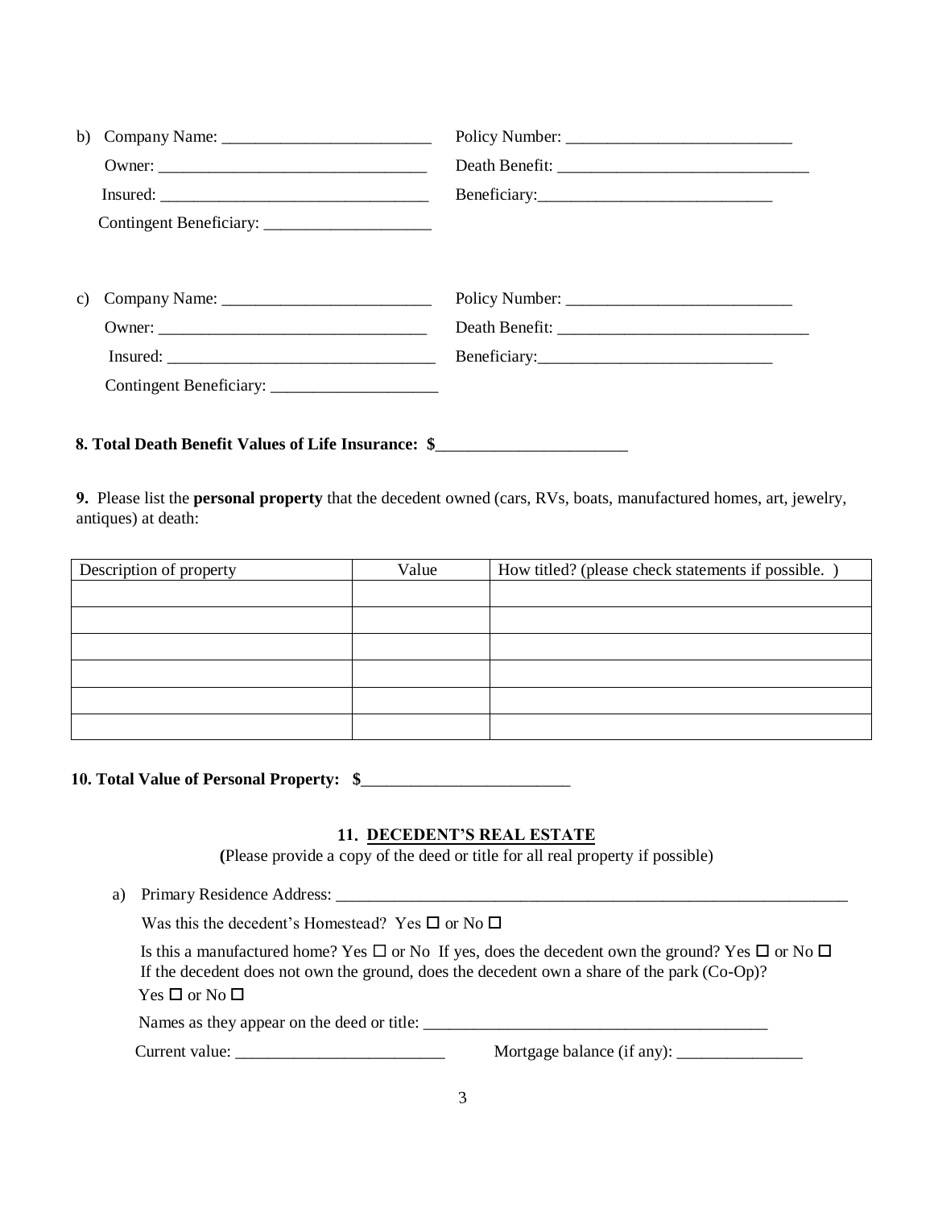b) Company Name: _________________________ Policy Number: ___________________________

Owner: _________________________________ Death Benefit: ______________________________

Insured: ________________________________ Beneficiary:_____________________________

Contingent Beneficiary: ____________________

c) Company Name: _________________________ Policy Number: ___________________________

Owner: _________________________________ Death Benefit: ______________________________

Insured: ________________________________ Beneficiary:_____________________________

Contingent Beneficiary: ____________________

**8. Total Death Benefit Values of Life Insurance: $**_______________________

**9.** Please list the **personal property** that the decedent owned (cars, RVs, boats, manufactured homes, art, jewelry, antiques) at death:

| Description of property | Value | How titled? (please check statements if possible. ) |
|---|---|---|
| | | |
| | | |
| | | |
| | | |
| | | |
| | | |

**10. Total Value of Personal Property: $**_________________________

## 11. DECEDENT'S REAL ESTATE

**(**Please provide a copy of the deed or title for all real property if possible)

a) Primary Residence Address: _________________________________________________________________

Was this the decedent's Homestead? Yes ☐ or No ☐

Is this a manufactured home? Yes ☐ or No If yes, does the decedent own the ground? Yes ☐ or No ☐
If the decedent does not own the ground, does the decedent own a share of the park (Co-Op)?
Yes ☐ or No ☐

Names as they appear on the deed or title: ___________________________________________

Current value: __________________________ Mortgage balance (if any): _______________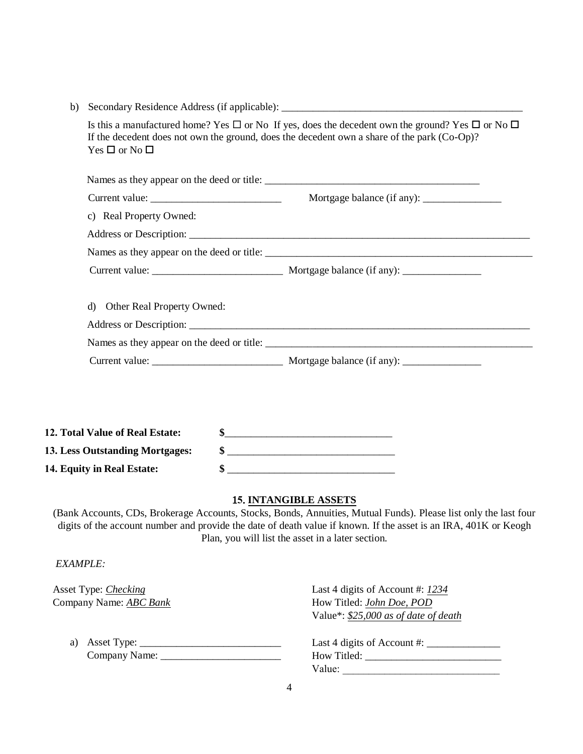b) Secondary Residence Address (if applicable): ______________________________________________

Is this a manufactured home? Yes ☐ or No If yes, does the decedent own the ground? Yes ☐ or No ☐
If the decedent does not own the ground, does the decedent own a share of the park (Co-Op)?
Yes ☐ or No ☐

Names as they appear on the deed or title: ________________________________________

Current value: _________________________ Mortgage balance (if any): _______________

c) Real Property Owned:

Address or Description: ____________________________________________________________________

Names as they appear on the deed or title: ____________________________________________________

Current value: _________________________ Mortgage balance (if any): _______________

d) Other Real Property Owned:

Address or Description: ____________________________________________________________________

Names as they appear on the deed or title: ____________________________________________________

Current value: _________________________ Mortgage balance (if any): _______________

**12. Total Value of Real Estate:** $_______________________________

**13. Less Outstanding Mortgages:** $ _______________________________

**14. Equity in Real Estate:** $ _______________________________

## 15. INTANGIBLE ASSETS

(Bank Accounts, CDs, Brokerage Accounts, Stocks, Bonds, Annuities, Mutual Funds). Please list only the last four digits of the account number and provide the date of death value if known. If the asset is an IRA, 401K or Keogh Plan, you will list the asset in a later section.

*EXAMPLE:*

Asset Type: *Checking*
Company Name: *ABC Bank*

Last 4 digits of Account #: *1234*
How Titled: *John Doe, POD*
Value*: *$25,000 as of date of death*

a) Asset Type: ___________________________
Company Name: _______________________

Last 4 digits of Account #: ______________
How Titled: __________________________
Value: ______________________________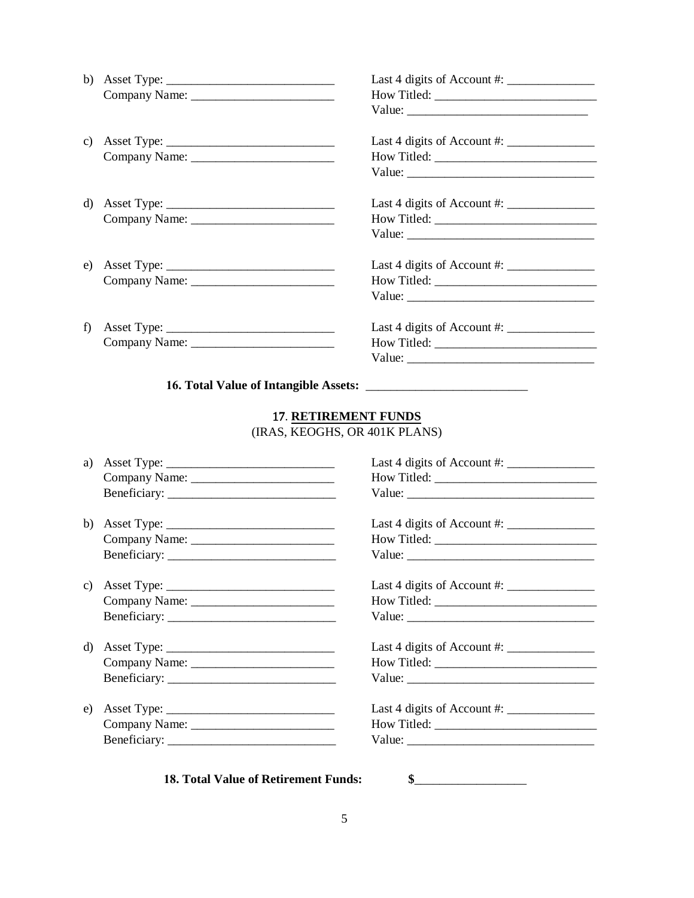b) Asset Type: ____________________________ Last 4 digits of Account #: ______________
Company Name: ________________________ How Titled: ___________________________
Value: ______________________________

c) Asset Type: ____________________________ Last 4 digits of Account #: ______________
Company Name: ________________________ How Titled: ___________________________
Value: _______________________________

d) Asset Type: ____________________________ Last 4 digits of Account #: ______________
Company Name: ________________________ How Titled: ___________________________
Value: _______________________________

e) Asset Type: ____________________________ Last 4 digits of Account #: ______________
Company Name: ________________________ How Titled: ___________________________
Value: _______________________________

f) Asset Type: ____________________________ Last 4 digits of Account #: ______________
Company Name: ________________________ How Titled: ___________________________
Value: _______________________________

**16. Total Value of Intangible Assets:** __________________________

## 17. <u>RETIREMENT FUNDS</u>

(IRAS, KEOGHS, OR 401K PLANS)

a) Asset Type: ____________________________ Last 4 digits of Account #: ______________
Company Name: ________________________ How Titled: ___________________________
Beneficiary: ____________________________ Value: _______________________________

b) Asset Type: ____________________________ Last 4 digits of Account #: ______________
Company Name: ________________________ How Titled: ___________________________
Beneficiary: ____________________________ Value: _______________________________

c) Asset Type: ____________________________ Last 4 digits of Account #: ______________
Company Name: ________________________ How Titled: ___________________________
Beneficiary: ____________________________ Value: _______________________________

d) Asset Type: ____________________________ Last 4 digits of Account #: ______________
Company Name: ________________________ How Titled: ___________________________
Beneficiary: ____________________________ Value: _______________________________

e) Asset Type: ____________________________ Last 4 digits of Account #: ______________
Company Name: ________________________ How Titled: ___________________________
Beneficiary: ____________________________ Value: _______________________________

**18. Total Value of Retirement Funds:** **$**__________________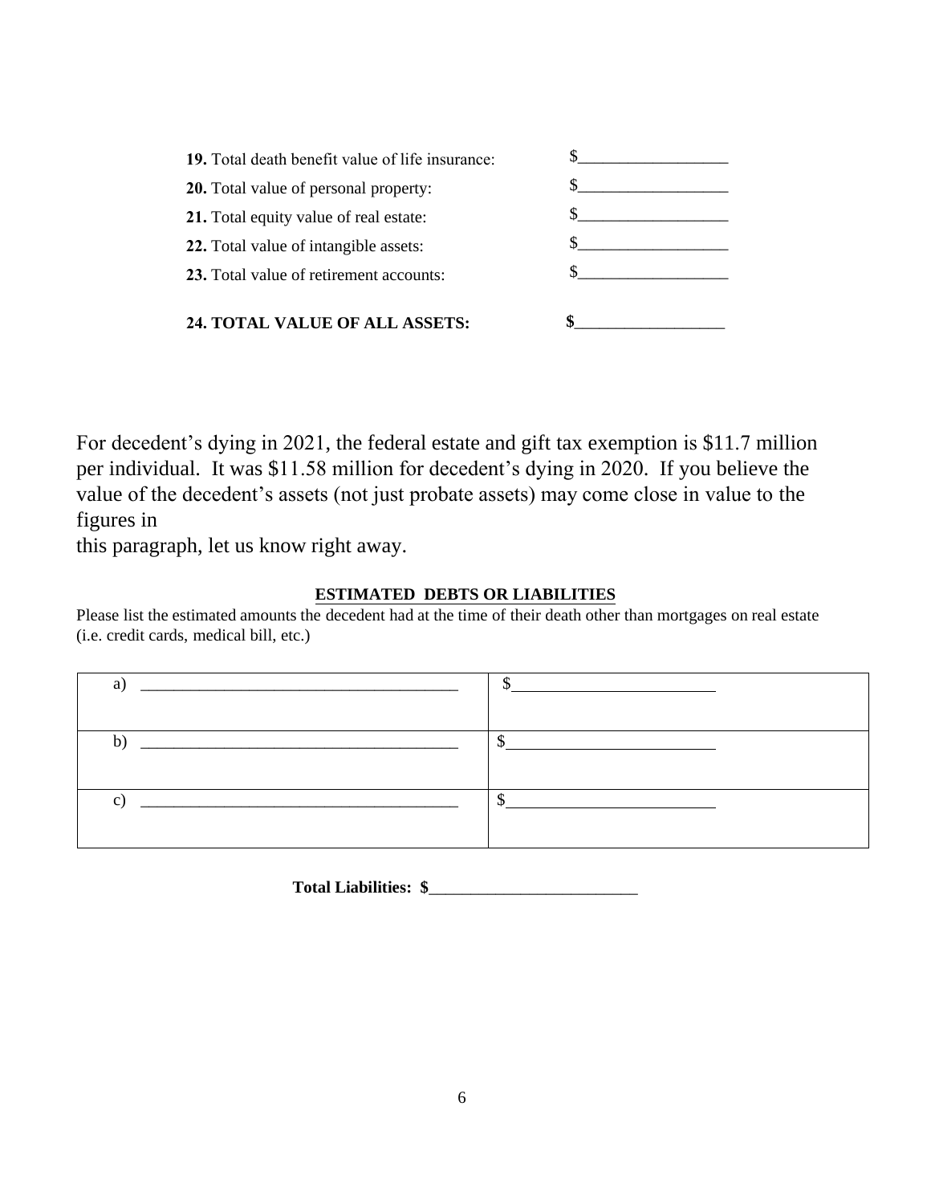**19.** Total death benefit value of life insurance: $\_\_\_\_\_\_\_\_\_\_\_\_\_\_\_\_\_\_

**20.** Total value of personal property: $\_\_\_\_\_\_\_\_\_\_\_\_\_\_\_\_\_\_

**21.** Total equity value of real estate: $\_\_\_\_\_\_\_\_\_\_\_\_\_\_\_\_\_\_

**22.** Total value of intangible assets: $\_\_\_\_\_\_\_\_\_\_\_\_\_\_\_\_\_\_

**23.** Total value of retirement accounts: $\_\_\_\_\_\_\_\_\_\_\_\_\_\_\_\_\_\_

**24. TOTAL VALUE OF ALL ASSETS: $\_\_\_\_\_\_\_\_\_\_\_\_\_\_\_\_\_\_**

For decedent's dying in 2021, the federal estate and gift tax exemption is $11.7 million per individual. It was $11.58 million for decedent's dying in 2020. If you believe the value of the decedent's assets (not just probate assets) may come close in value to the figures in this paragraph, let us know right away.

**ESTIMATED DEBTS OR LIABILITIES**

Please list the estimated amounts the decedent had at the time of their death other than mortgages on real estate (i.e. credit cards, medical bill, etc.)

| | |
|---|---|
| a) \_\_\_\_\_\_\_\_\_\_\_\_\_\_\_\_\_\_\_\_\_\_\_\_\_\_\_\_\_\_\_\_\_\_\_\_\_\_\_\_ | $\_\_\_\_\_\_\_\_\_\_\_\_\_\_\_\_\_\_\_\_\_\_\_\_\_ |
| b) \_\_\_\_\_\_\_\_\_\_\_\_\_\_\_\_\_\_\_\_\_\_\_\_\_\_\_\_\_\_\_\_\_\_\_\_\_\_\_\_ | $\_\_\_\_\_\_\_\_\_\_\_\_\_\_\_\_\_\_\_\_\_\_\_\_\_ |
| c) \_\_\_\_\_\_\_\_\_\_\_\_\_\_\_\_\_\_\_\_\_\_\_\_\_\_\_\_\_\_\_\_\_\_\_\_\_\_\_\_ | $\_\_\_\_\_\_\_\_\_\_\_\_\_\_\_\_\_\_\_\_\_\_\_\_\_ |

**Total Liabilities: $\_\_\_\_\_\_\_\_\_\_\_\_\_\_\_\_\_\_\_\_\_\_\_\_\_**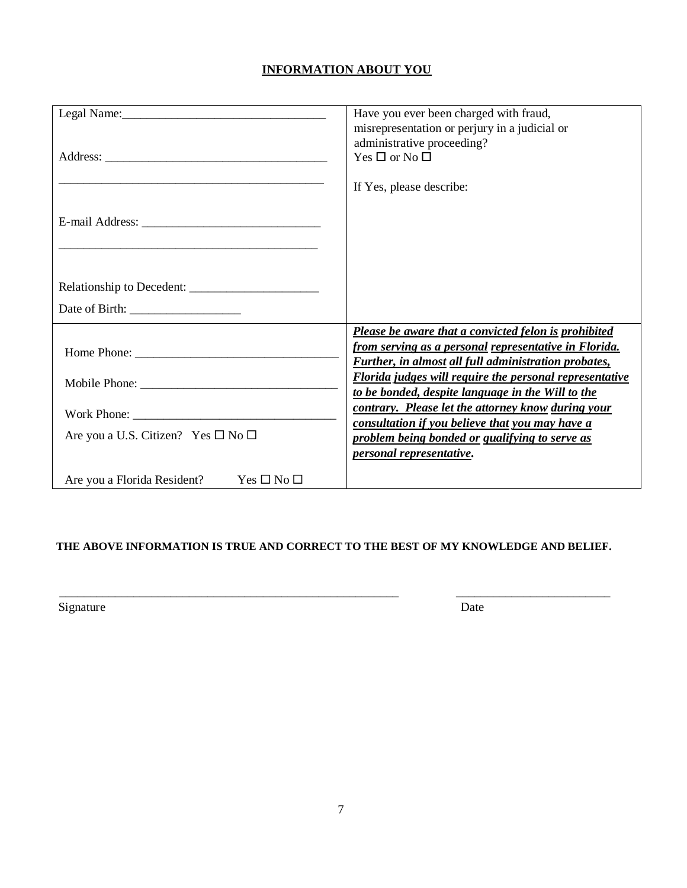## INFORMATION ABOUT YOU

| | |
|---|---|
| Legal Name:________________________________<br><br>Address: ___________________________________<br><br>___________________________________________<br><br>E-mail Address: _____________________________<br><br>___________________________________________<br><br>Relationship to Decedent: ____________________<br><br>Date of Birth: _________________ | Have you ever been charged with fraud, misrepresentation or perjury in a judicial or administrative proceeding?<br>Yes ☐ or No ☐<br><br>If Yes, please describe: |
| Home Phone: _______________________________<br><br>Mobile Phone: ______________________________<br><br>Work Phone: _______________________________<br><br>Are you a U.S. Citizen? Yes ☐ No ☐<br><br>Are you a Florida Resident? Yes ☐ No ☐ | ***Please be aware that a convicted felon is prohibited from serving as a personal representative in Florida. Further, in almost all full administration probates, Florida judges will require the personal representative to be bonded, despite language in the Will to the contrary. Please let the attorney know during your consultation if you believe that you may have a problem being bonded or qualifying to serve as personal representative.*** |

**THE ABOVE INFORMATION IS TRUE AND CORRECT TO THE BEST OF MY KNOWLEDGE AND BELIEF.**

_________________________________________________________ ________________________

Signature Date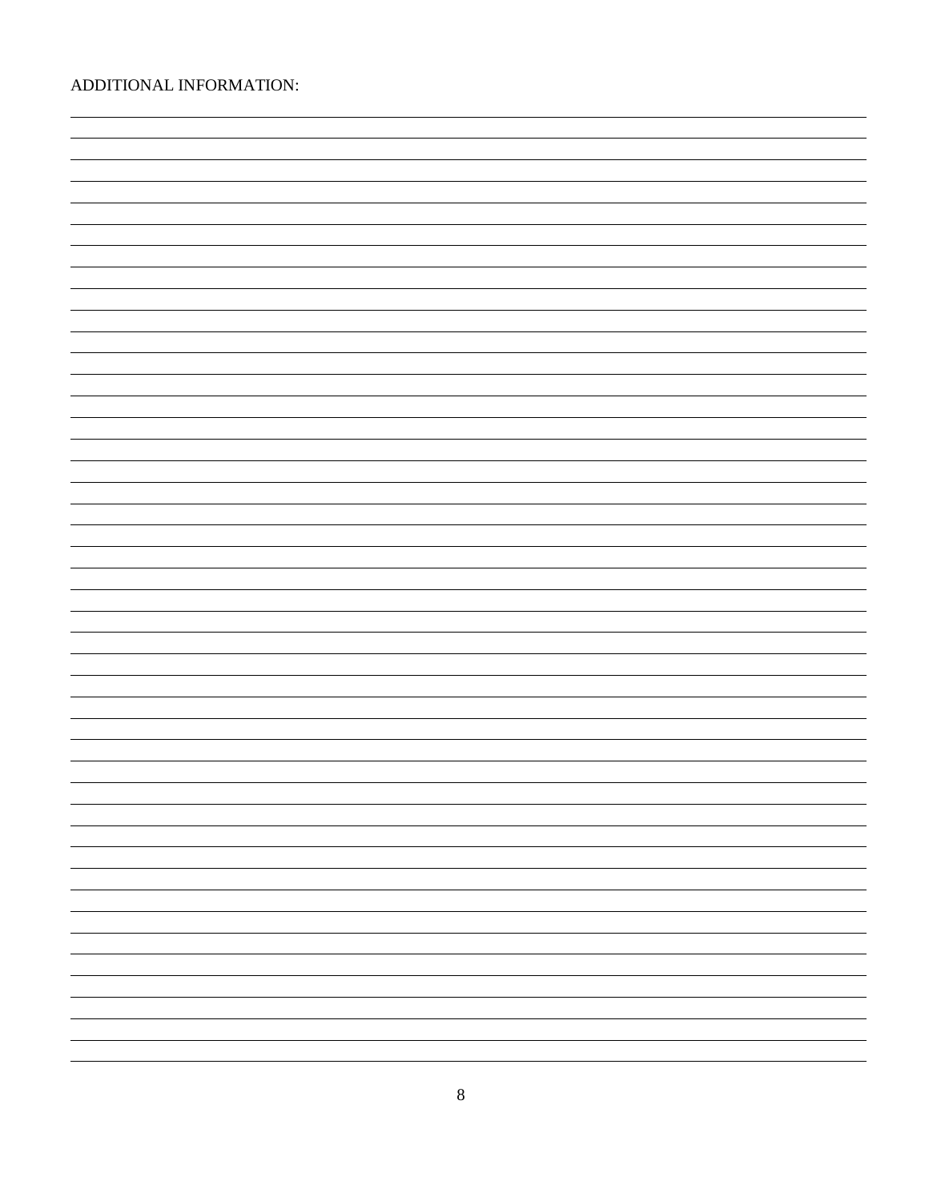ADDITIONAL INFORMATION: